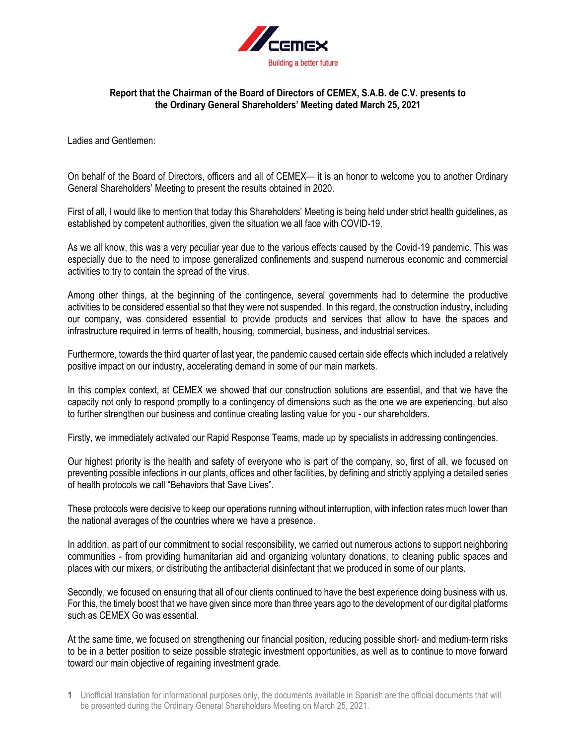**Report that the Chairman of the Board of Directors of CEMEX, S.A.B. de C.V. presents to the Ordinary General Shareholders' Meeting dated March 25, 2021**

Ladies and Gentlemen:

On behalf of the Board of Directors, officers and all of CEMEX— it is an honor to welcome you to another Ordinary General Shareholders' Meeting to present the results obtained in 2020.

First of all, I would like to mention that today this Shareholders' Meeting is being held under strict health guidelines, as established by competent authorities, given the situation we all face with COVID-19.

As we all know, this was a very peculiar year due to the various effects caused by the Covid-19 pandemic. This was especially due to the need to impose generalized confinements and suspend numerous economic and commercial activities to try to contain the spread of the virus.

Among other things, at the beginning of the contingence, several governments had to determine the productive activities to be considered essential so that they were not suspended. In this regard, the construction industry, including our company, was considered essential to provide products and services that allow to have the spaces and infrastructure required in terms of health, housing, commercial, business, and industrial services.

Furthermore, towards the third quarter of last year, the pandemic caused certain side effects which included a relatively positive impact on our industry, accelerating demand in some of our main markets.

In this complex context, at CEMEX we showed that our construction solutions are essential, and that we have the capacity not only to respond promptly to a contingency of dimensions such as the one we are experiencing, but also to further strengthen our business and continue creating lasting value for you - our shareholders.

Firstly, we immediately activated our Rapid Response Teams, made up by specialists in addressing contingencies.

Our highest priority is the health and safety of everyone who is part of the company, so, first of all, we focused on preventing possible infections in our plants, offices and other facilities, by defining and strictly applying a detailed series of health protocols we call "Behaviors that Save Lives".

These protocols were decisive to keep our operations running without interruption, with infection rates much lower than the national averages of the countries where we have a presence.

In addition, as part of our commitment to social responsibility, we carried out numerous actions to support neighboring communities - from providing humanitarian aid and organizing voluntary donations, to cleaning public spaces and places with our mixers, or distributing the antibacterial disinfectant that we produced in some of our plants.

Secondly, we focused on ensuring that all of our clients continued to have the best experience doing business with us. For this, the timely boost that we have given since more than three years ago to the development of our digital platforms such as CEMEX Go was essential.

At the same time, we focused on strengthening our financial position, reducing possible short- and medium-term risks to be in a better position to seize possible strategic investment opportunities, as well as to continue to move forward toward our main objective of regaining investment grade.

1 Unofficial translation for informational purposes only, the documents available in Spanish are the official documents that will be presented during the Ordinary General Shareholders Meeting on March 25, 2021.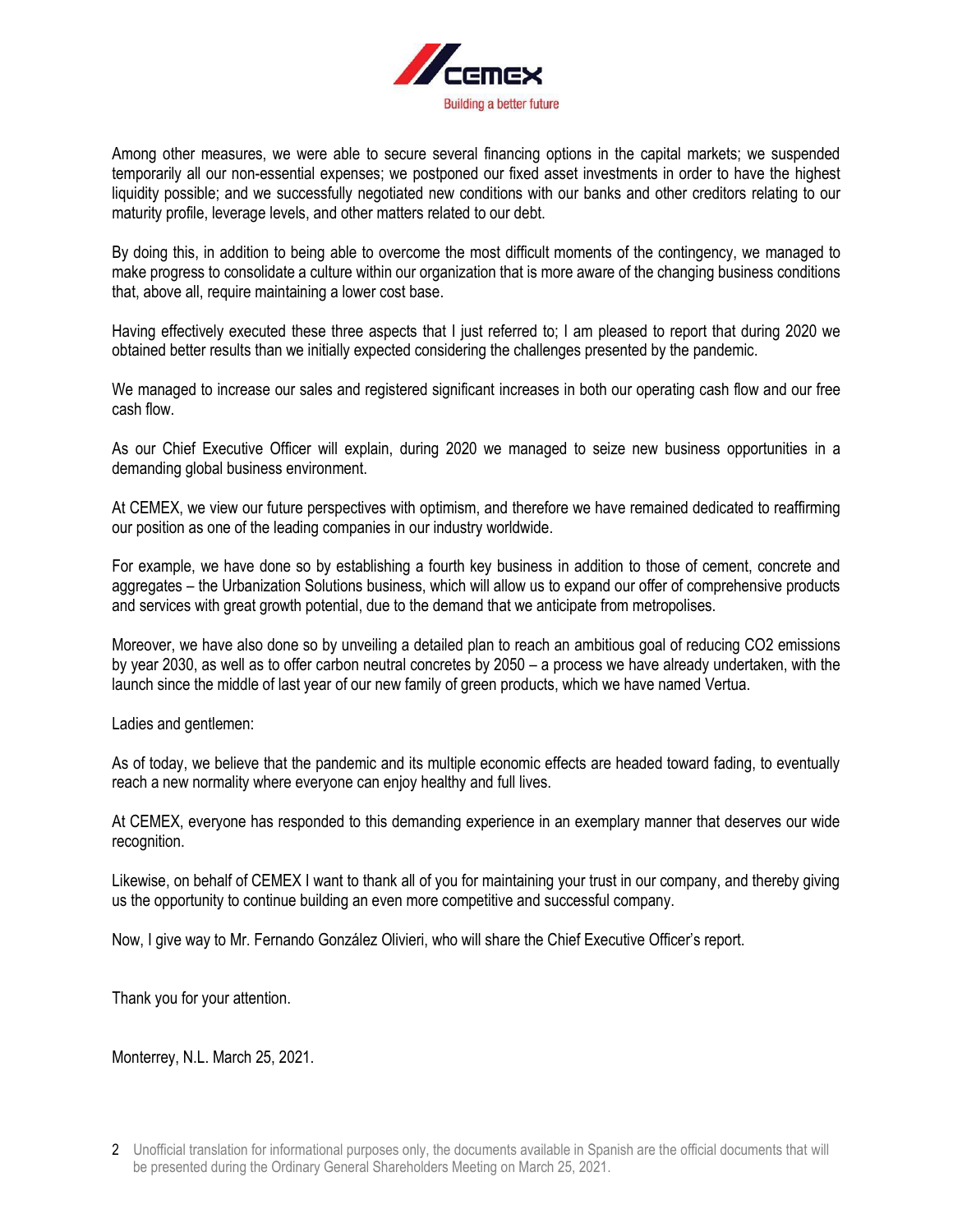Among other measures, we were able to secure several financing options in the capital markets; we suspended temporarily all our non-essential expenses; we postponed our fixed asset investments in order to have the highest liquidity possible; and we successfully negotiated new conditions with our banks and other creditors relating to our maturity profile, leverage levels, and other matters related to our debt.

By doing this, in addition to being able to overcome the most difficult moments of the contingency, we managed to make progress to consolidate a culture within our organization that is more aware of the changing business conditions that, above all, require maintaining a lower cost base.

Having effectively executed these three aspects that I just referred to; I am pleased to report that during 2020 we obtained better results than we initially expected considering the challenges presented by the pandemic.

We managed to increase our sales and registered significant increases in both our operating cash flow and our free cash flow.

As our Chief Executive Officer will explain, during 2020 we managed to seize new business opportunities in a demanding global business environment.

At CEMEX, we view our future perspectives with optimism, and therefore we have remained dedicated to reaffirming our position as one of the leading companies in our industry worldwide.

For example, we have done so by establishing a fourth key business in addition to those of cement, concrete and aggregates – the Urbanization Solutions business, which will allow us to expand our offer of comprehensive products and services with great growth potential, due to the demand that we anticipate from metropolises.

Moreover, we have also done so by unveiling a detailed plan to reach an ambitious goal of reducing CO2 emissions by year 2030, as well as to offer carbon neutral concretes by 2050 – a process we have already undertaken, with the launch since the middle of last year of our new family of green products, which we have named Vertua.

Ladies and gentlemen:

As of today, we believe that the pandemic and its multiple economic effects are headed toward fading, to eventually reach a new normality where everyone can enjoy healthy and full lives.

At CEMEX, everyone has responded to this demanding experience in an exemplary manner that deserves our wide recognition.

Likewise, on behalf of CEMEX I want to thank all of you for maintaining your trust in our company, and thereby giving us the opportunity to continue building an even more competitive and successful company.

Now, I give way to Mr. Fernando González Olivieri, who will share the Chief Executive Officer's report.

Thank you for your attention.

Monterrey, N.L. March 25, 2021.

Unofficial translation for informational purposes only, the documents available in Spanish are the official documents that will be presented during the Ordinary General Shareholders Meeting on March 25, 2021.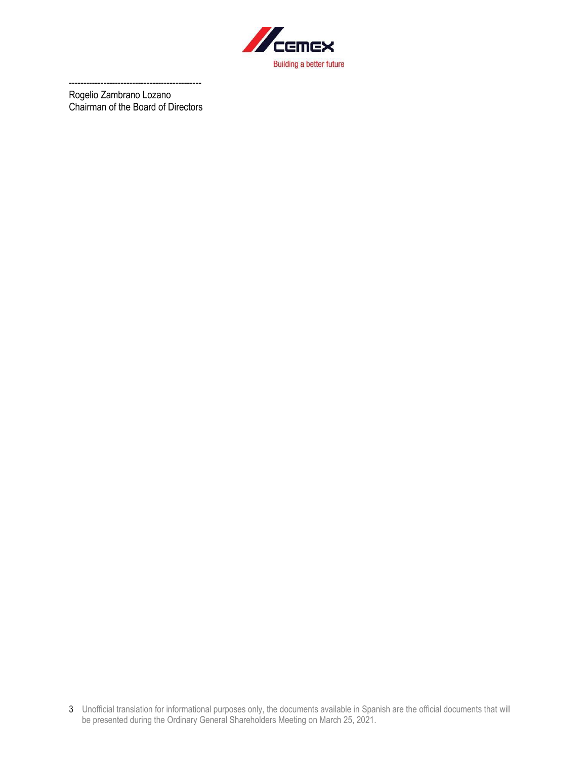---------------------------------------------

Rogelio Zambrano Lozano
Chairman of the Board of Directors

Unofficial translation for informational purposes only, the documents available in Spanish are the official documents that will be presented during the Ordinary General Shareholders Meeting on March 25, 2021.